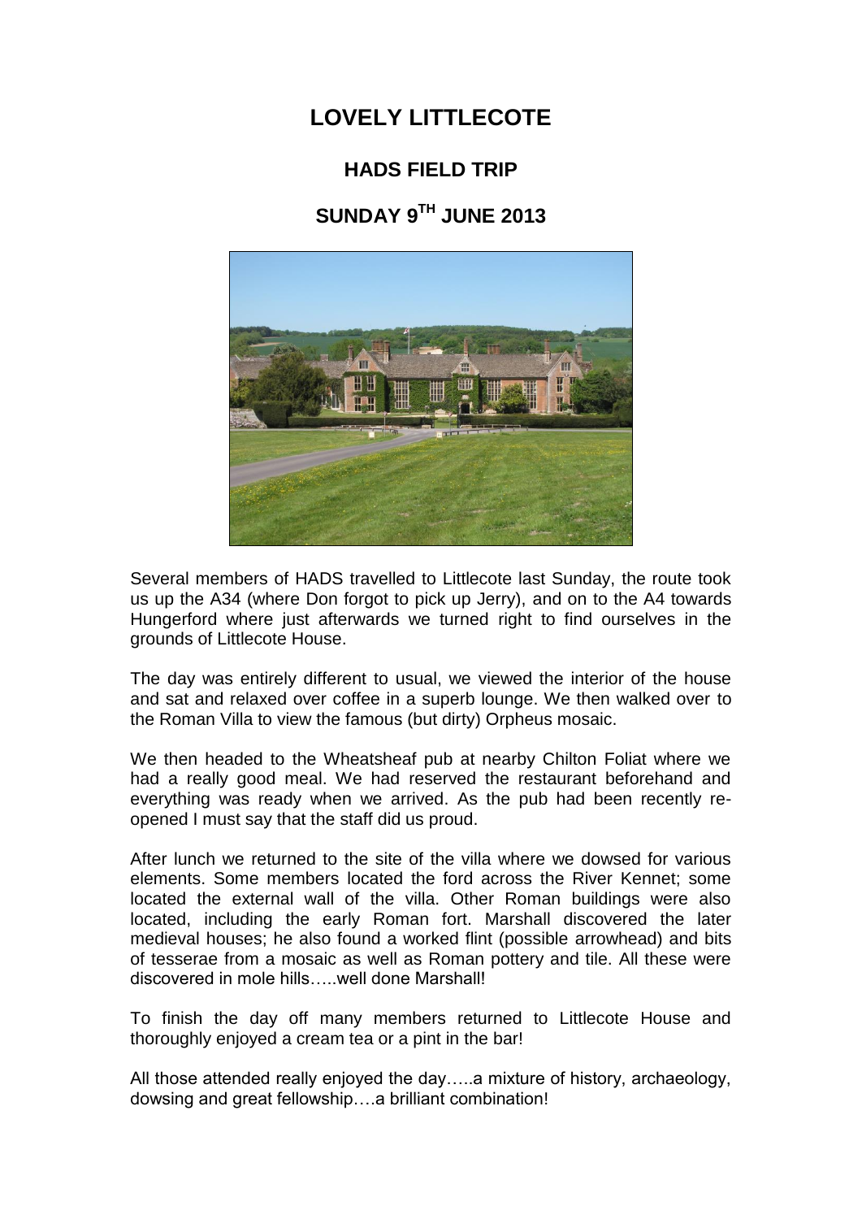# LOVELY LITTLECOTE

## HADS FIELD TRIP

## SUNDAY 9TH JUNE 2013

Several members of HADS travelled to Littlecote last Sunday, the route took us up the A34 (where Don forgot to pick up Jerry), and on to the A4 towards Hungerford where just afterwards we turned right to find ourselves in the grounds of Littlecote House.

The day was entirely different to usual, we viewed the interior of the house and sat and relaxed over coffee in a superb lounge. We then walked over to the Roman Villa to view the famous (but dirty) Orpheus mosaic.

We then headed to the Wheatsheaf pub at nearby Chilton Foliat where we had a really good meal. We had reserved the restaurant beforehand and everything was ready when we arrived. As the pub had been recently re-opened I must say that the staff did us proud.

After lunch we returned to the site of the villa where we dowsed for various elements. Some members located the ford across the River Kennet; some located the external wall of the villa. Other Roman buildings were also located, including the early Roman fort. Marshall discovered the later medieval houses; he also found a worked flint (possible arrowhead) and bits of tesserae from a mosaic as well as Roman pottery and tile. All these were discovered in mole hills…..well done Marshall!

To finish the day off many members returned to Littlecote House and thoroughly enjoyed a cream tea or a pint in the bar!

All those attended really enjoyed the day…..a mixture of history, archaeology, dowsing and great fellowship….a brilliant combination!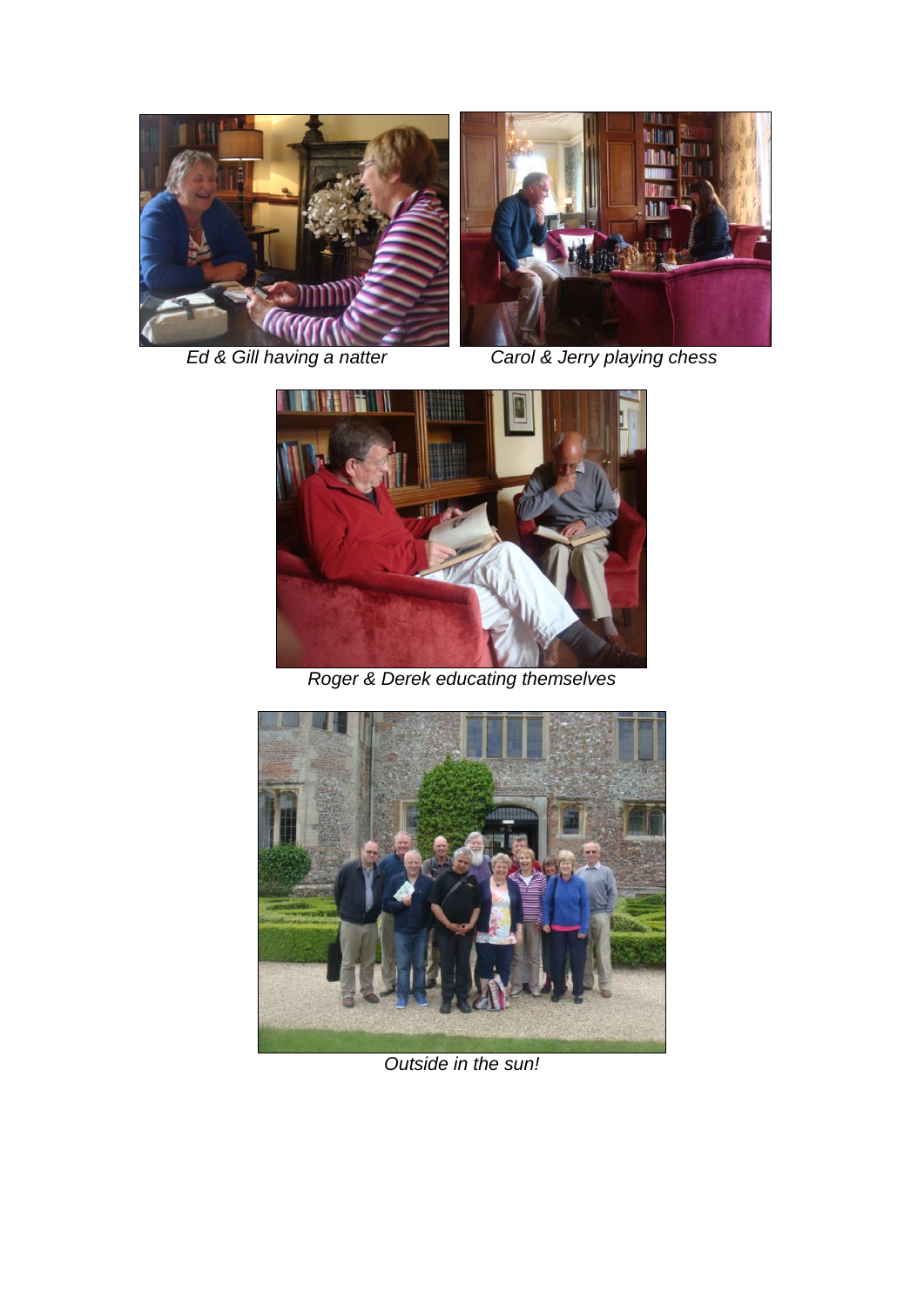*Ed & Gill having a natter*

*Carol & Jerry playing chess*

*Roger & Derek educating themselves*

*Outside in the sun!*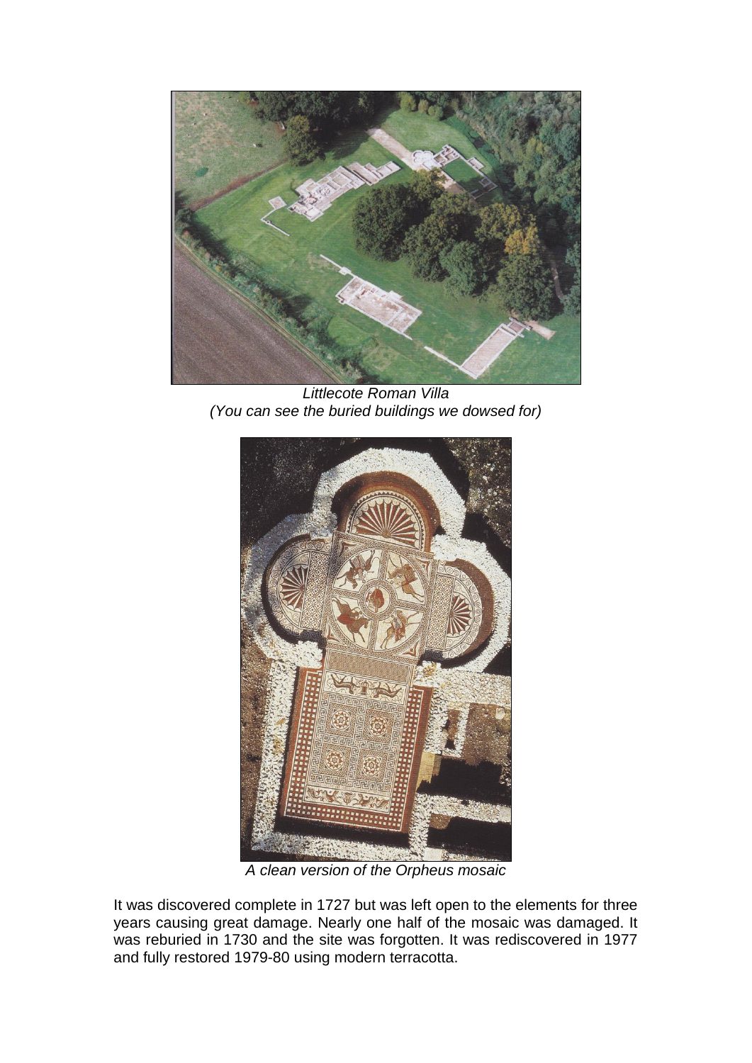*Littlecote Roman Villa*
*(You can see the buried buildings we dowsed for)*

*A clean version of the Orpheus mosaic*

It was discovered complete in 1727 but was left open to the elements for three years causing great damage. Nearly one half of the mosaic was damaged. It was reburied in 1730 and the site was forgotten. It was rediscovered in 1977 and fully restored 1979-80 using modern terracotta.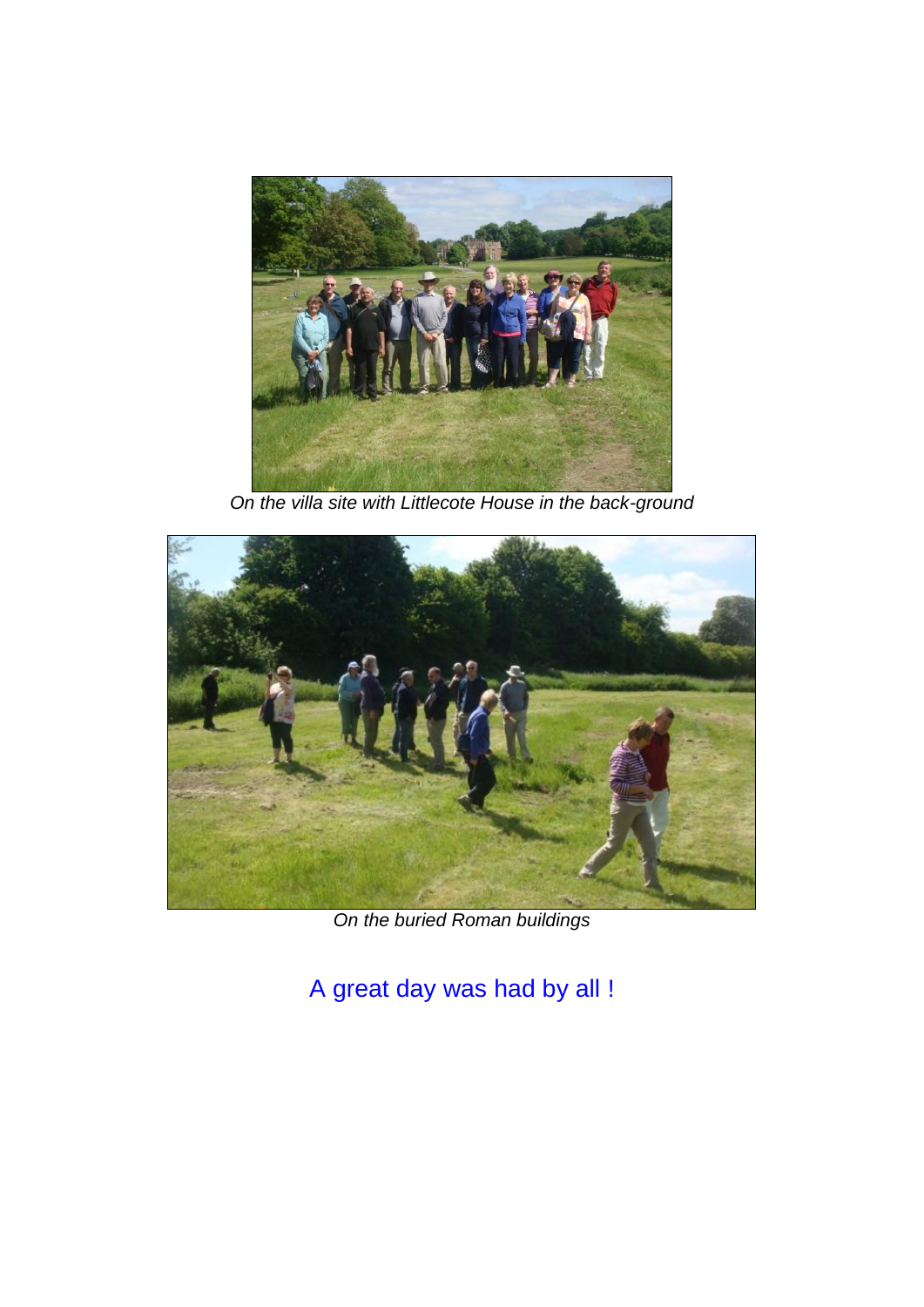*On the villa site with Littlecote House in the back-ground*

*On the buried Roman buildings*

A great day was had by all !